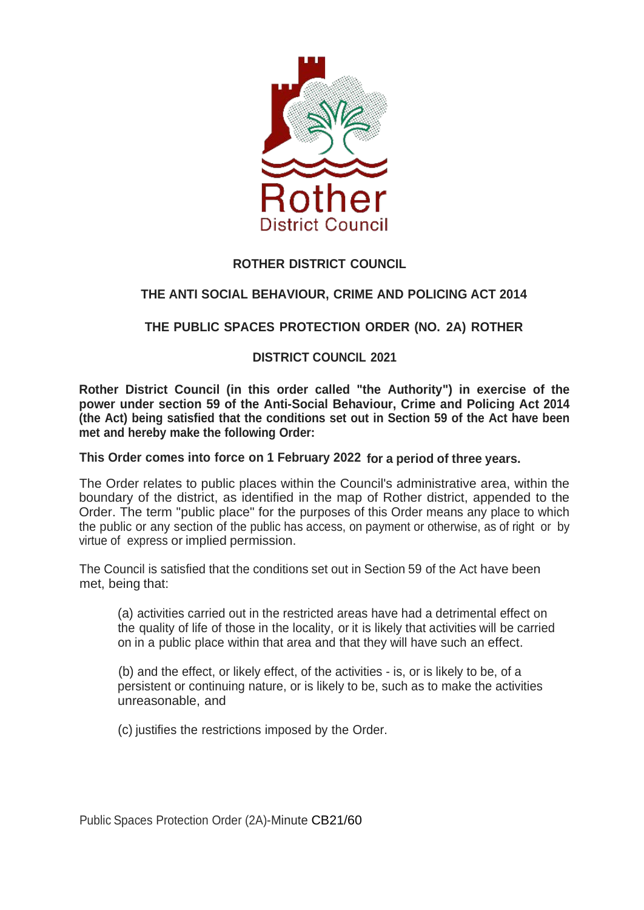Rother
District Council

**ROTHER DISTRICT COUNCIL**

**THE ANTI SOCIAL BEHAVIOUR, CRIME AND POLICING ACT 2014**

**THE PUBLIC SPACES PROTECTION ORDER (NO. 2A) ROTHER**

**DISTRICT COUNCIL 2021**

**Rother District Council (in this order called "the Authority") in exercise of the power under section 59 of the Anti-Social Behaviour, Crime and Policing Act 2014 (the Act) being satisfied that the conditions set out in Section 59 of the Act have been met and hereby make the following Order:**

**This Order comes into force on 1 February 2022 for a period of three years.**

The Order relates to public places within the Council's administrative area, within the boundary of the district, as identified in the map of Rother district, appended to the Order. The term "public place" for the purposes of this Order means any place to which the public or any section of the public has access, on payment or otherwise, as of right or by virtue of express or implied permission.

The Council is satisfied that the conditions set out in Section 59 of the Act have been met, being that:

(a) activities carried out in the restricted areas have had a detrimental effect on the quality of life of those in the locality, or it is likely that activities will be carried on in a public place within that area and that they will have such an effect.

(b) and the effect, or likely effect, of the activities - is, or is likely to be, of a persistent or continuing nature, or is likely to be, such as to make the activities unreasonable, and

(c) justifies the restrictions imposed by the Order.

Public Spaces Protection Order (2A)-Minute CB21/60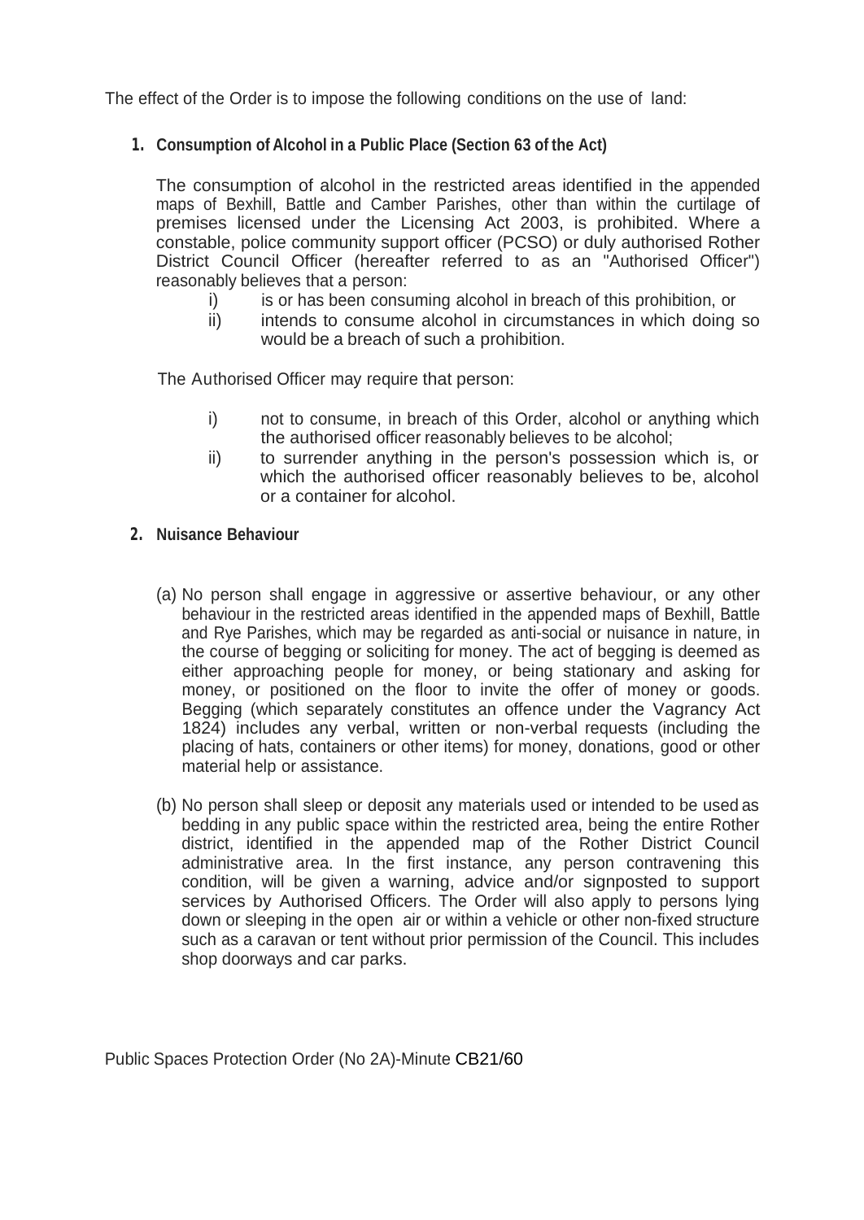The effect of the Order is to impose the following conditions on the use of land:

1. **Consumption of Alcohol in a Public Place (Section 63 of the Act)**

   The consumption of alcohol in the restricted areas identified in the appended maps of Bexhill, Battle and Camber Parishes, other than within the curtilage of premises licensed under the Licensing Act 2003, is prohibited. Where a constable, police community support officer (PCSO) or duly authorised Rother District Council Officer (hereafter referred to as an "Authorised Officer") reasonably believes that a person:

   i) is or has been consuming alcohol in breach of this prohibition, or
   ii) intends to consume alcohol in circumstances in which doing so would be a breach of such a prohibition.

   The Authorised Officer may require that person:

   i) not to consume, in breach of this Order, alcohol or anything which the authorised officer reasonably believes to be alcohol;
   ii) to surrender anything in the person's possession which is, or which the authorised officer reasonably believes to be, alcohol or a container for alcohol.

2. **Nuisance Behaviour**

   (a) No person shall engage in aggressive or assertive behaviour, or any other behaviour in the restricted areas identified in the appended maps of Bexhill, Battle and Rye Parishes, which may be regarded as anti-social or nuisance in nature, in the course of begging or soliciting for money. The act of begging is deemed as either approaching people for money, or being stationary and asking for money, or positioned on the floor to invite the offer of money or goods. Begging (which separately constitutes an offence under the Vagrancy Act 1824) includes any verbal, written or non-verbal requests (including the placing of hats, containers or other items) for money, donations, good or other material help or assistance.

   (b) No person shall sleep or deposit any materials used or intended to be used as bedding in any public space within the restricted area, being the entire Rother district, identified in the appended map of the Rother District Council administrative area. In the first instance, any person contravening this condition, will be given a warning, advice and/or signposted to support services by Authorised Officers. The Order will also apply to persons lying down or sleeping in the open air or within a vehicle or other non-fixed structure such as a caravan or tent without prior permission of the Council. This includes shop doorways and car parks.

Public Spaces Protection Order (No 2A)-Minute CB21/60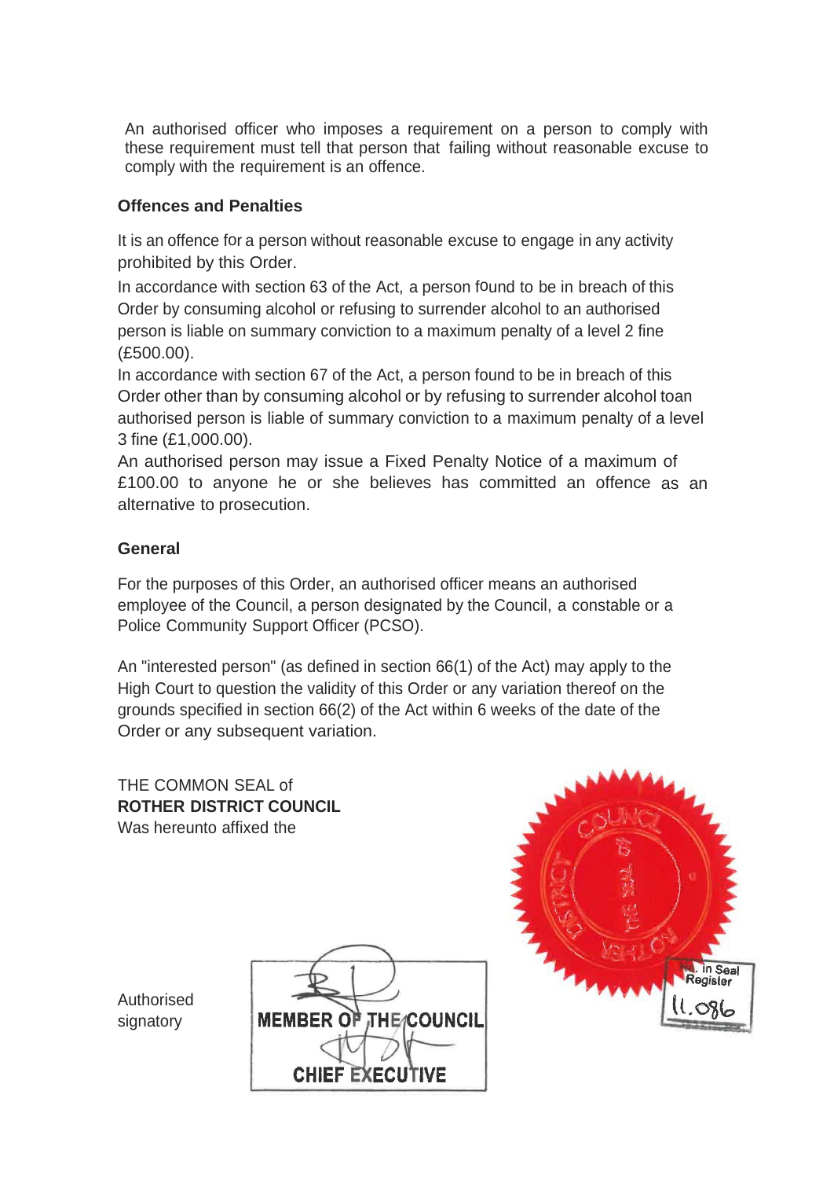An authorised officer who imposes a requirement on a person to comply with these requirement must tell that person that failing without reasonable excuse to comply with the requirement is an offence.

### Offences and Penalties

It is an offence for a person without reasonable excuse to engage in any activity prohibited by this Order.

In accordance with section 63 of the Act, a person found to be in breach of this Order by consuming alcohol or refusing to surrender alcohol to an authorised person is liable on summary conviction to a maximum penalty of a level 2 fine (£500.00).

In accordance with section 67 of the Act, a person found to be in breach of this Order other than by consuming alcohol or by refusing to surrender alcohol toan authorised person is liable of summary conviction to a maximum penalty of a level 3 fine (£1,000.00).

An authorised person may issue a Fixed Penalty Notice of a maximum of £100.00 to anyone he or she believes has committed an offence as an alternative to prosecution.

### General

For the purposes of this Order, an authorised officer means an authorised employee of the Council, a person designated by the Council, a constable or a Police Community Support Officer (PCSO).

An "interested person" (as defined in section 66(1) of the Act) may apply to the High Court to question the validity of this Order or any variation thereof on the grounds specified in section 66(2) of the Act within 6 weeks of the date of the Order or any subsequent variation.

THE COMMON SEAL of
**ROTHER DISTRICT COUNCIL**
Was hereunto affixed the

Authorised signatory

MEMBER OF THE COUNCIL

CHIEF EXECUTIVE

No. in Seal Register 11.086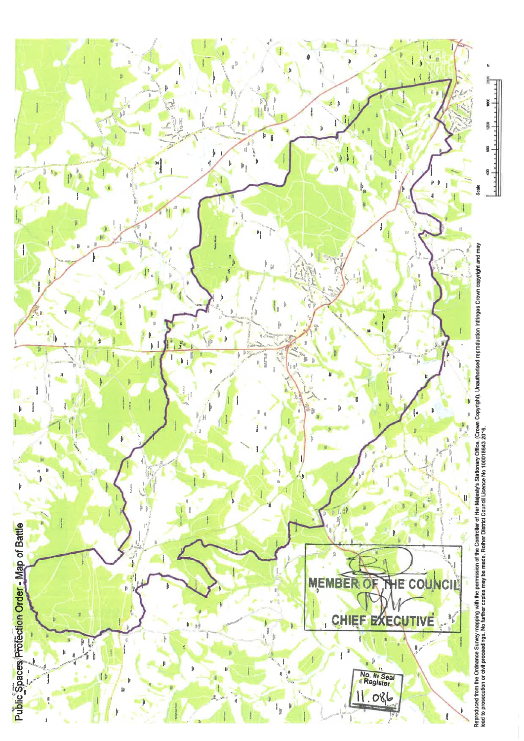# Public Spaces Protection Order - Map of Battle

MEMBER OF THE COUNCIL

CHIEF EXECUTIVE

No. in Seal Register

11.086

Scale

0 400 800 1200 1600 2000 m

Reproduced from the Ordnance Survey mapping with the permission of the Controller of Her Majesty's Stationary Office. (Crown Copyright). Unauthorised reproduction infringes Crown copyright and may lead to prosecution or civil proceedings. No further copies may be made. Rother District Council Licence No 100018643 2016.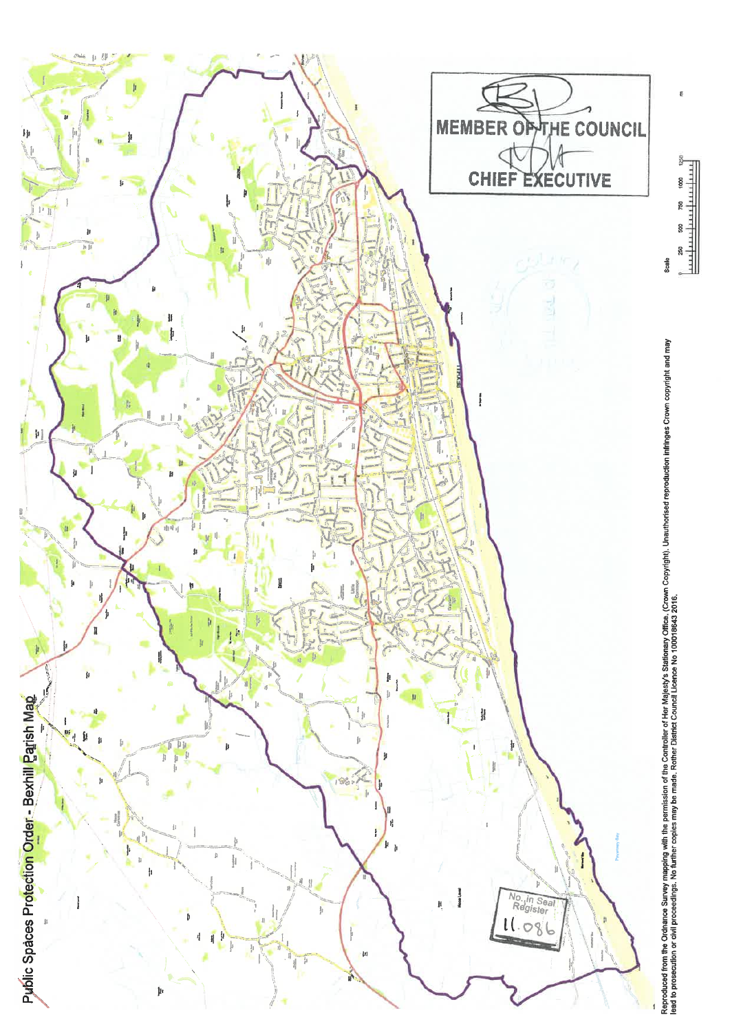# Public Spaces Protection Order - Bexhill Parish Map

MEMBER OF THE COUNCIL

CHIEF EXECUTIVE

No. in Seal Register

11.086

Scale

0 250 500 750 1000 1250 m

Reproduced from the Ordnance Survey mapping with the permission of the Controller of Her Majesty's Stationary Office, (Crown Copyright). Unauthorised reproduction infringes Crown copyright and may lead to prosecution or civil proceedings. No further copies may be made. Rother District Council Licence No 100018643 2016.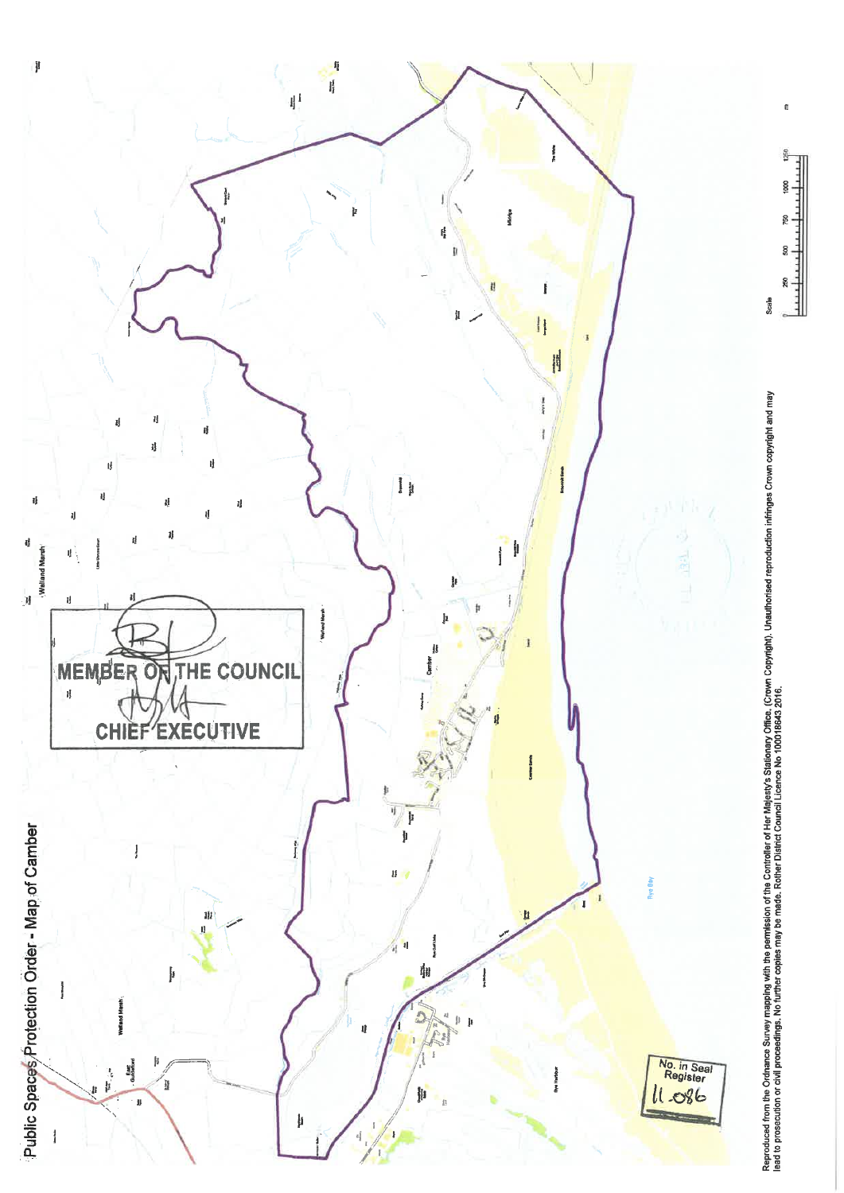# Public Spaces Protection Order - Map of Camber

MEMBER OF THE COUNCIL

CHIEF EXECUTIVE

No. in Seal Register

11.086

Scale

0 250 500 750 1000 1250 m

Reproduced from the Ordnance Survey mapping with the permission of the Controller of Her Majesty's Stationary Office, (Crown Copyright). Unauthorised reproduction infringes Crown copyright and may lead to prosecution or civil proceedings. No further copies may be made. Rother District Council Licence No 100018643 2016.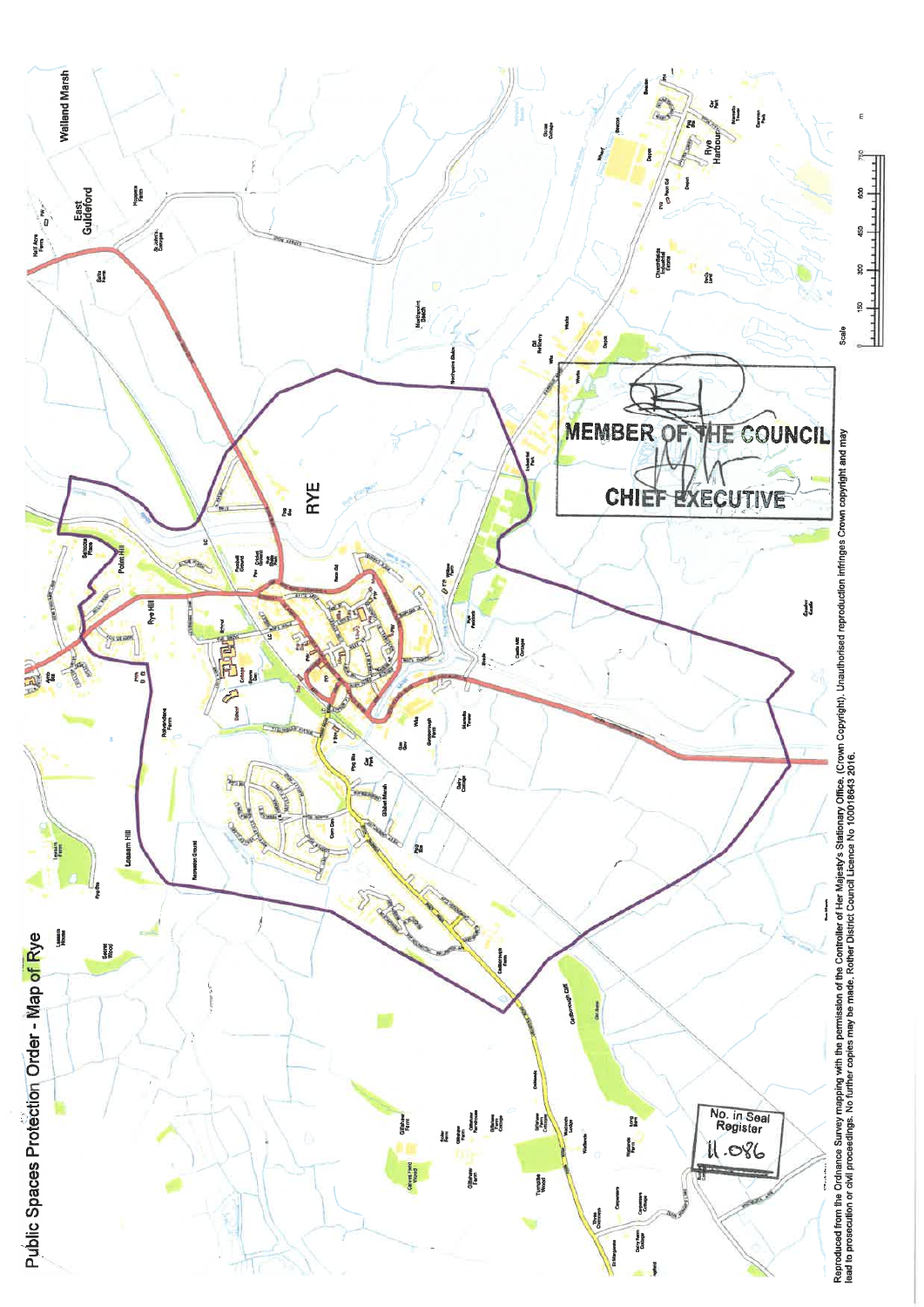# Public Spaces Protection Order - Map of Rye

RYE

MEMBER OF THE COUNCIL

CHIEF EXECUTIVE

No. in Seal Register

11.086

Scale

0 150 300 450 600 750 m

Reproduced from the Ordnance Survey mapping with the permission of the Controller of Her Majesty's Stationary Office, (Crown Copyright). Unauthorised reproduction infringes Crown copyright and may lead to prosecution or civil proceedings. No further copies may be made. Rother District Council Licence No 100018643 2016.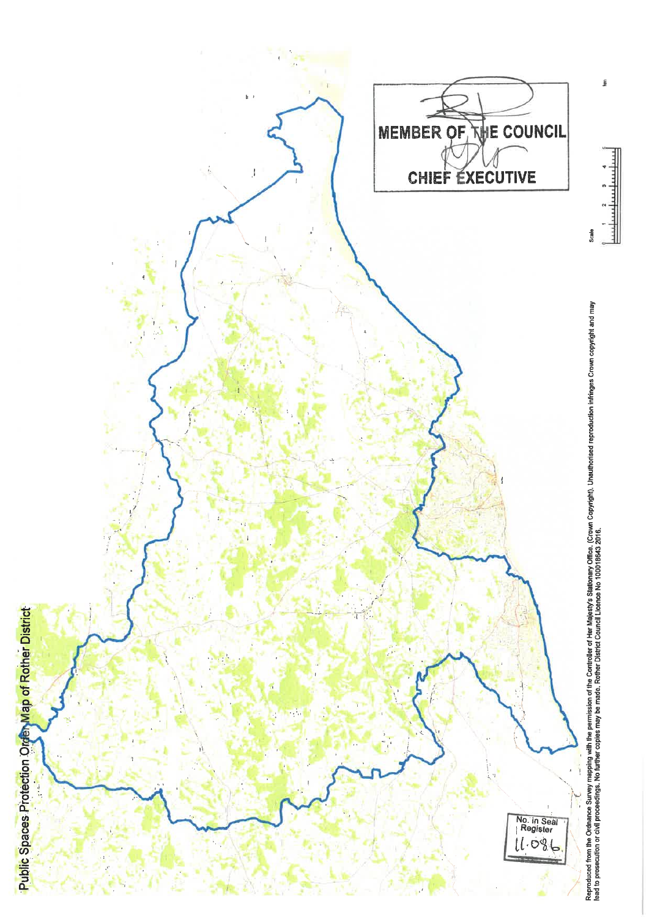# Public Spaces Protection Order Map of Rother District

MEMBER OF THE COUNCIL

CHIEF EXECUTIVE

Scale

0 1 2 3 4 5

km

No. in Seal Register

11.086

Reproduced from the Ordnance Survey mapping with the permission of the Controller of Her Majesty's Stationary Office, (Crown Copyright). Unauthorised reproduction infringes Crown copyright and may lead to prosecution or civil proceedings. No further copies may be made. Rother District Council Licence No 100018643 2016.